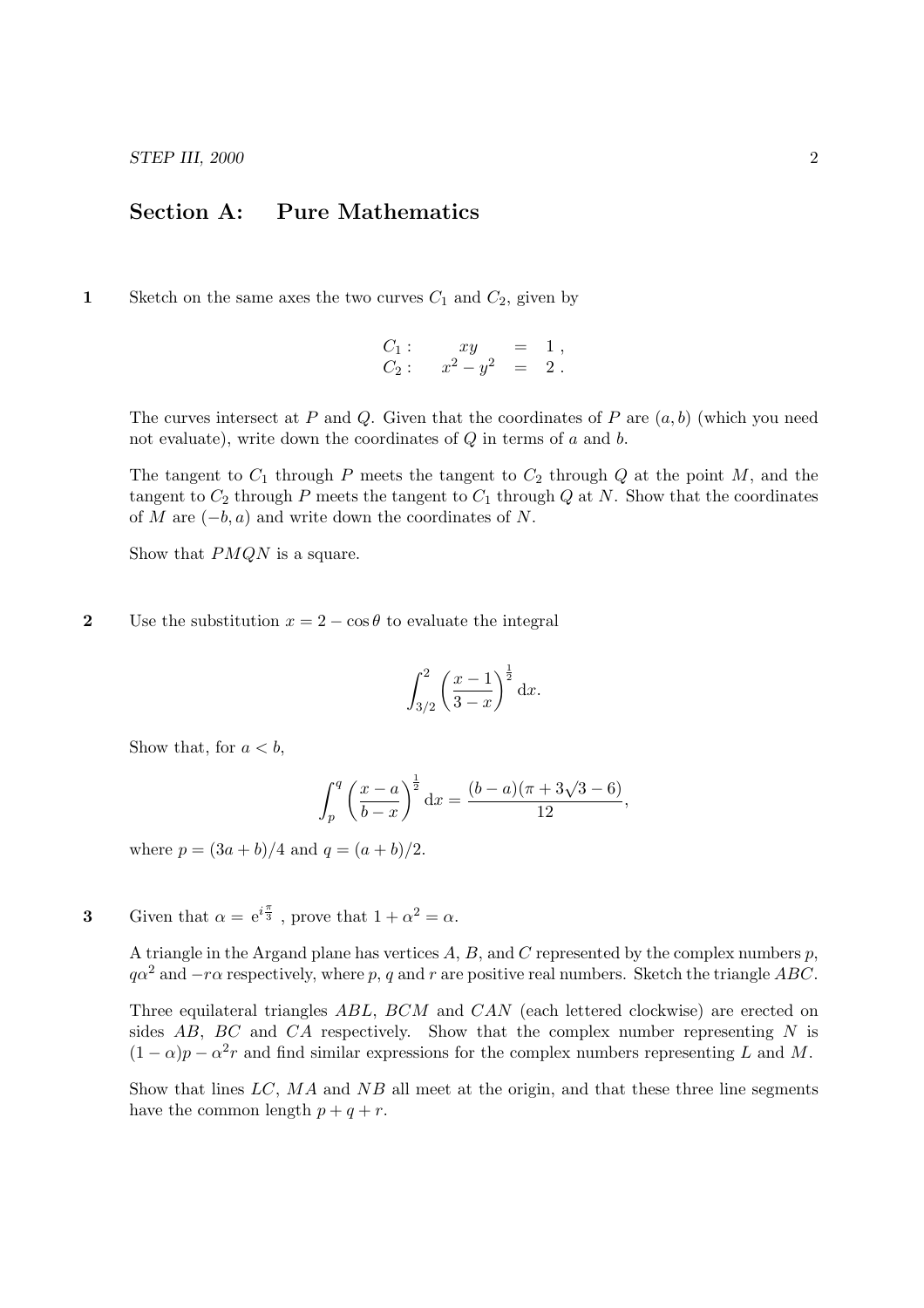## Section A: Pure Mathematics

**1** Sketch on the same axes the two curves $C_1$ and $C_2$, given by

$$
\begin{aligned}
C_1: \quad xy &= 1\,, \\
C_2: \quad x^2 - y^2 &= 2\,.
\end{aligned}
$$

The curves intersect at $P$ and $Q$. Given that the coordinates of $P$ are $(a, b)$ (which you need not evaluate), write down the coordinates of $Q$ in terms of $a$ and $b$.

The tangent to $C_1$ through $P$ meets the tangent to $C_2$ through $Q$ at the point $M$, and the tangent to $C_2$ through $P$ meets the tangent to $C_1$ through $Q$ at $N$. Show that the coordinates of $M$ are $(-b, a)$ and write down the coordinates of $N$.

Show that $PMQN$ is a square.

**2** Use the substitution $x = 2 - \cos\theta$ to evaluate the integral

$$\int_{3/2}^{2} \left(\frac{x-1}{3-x}\right)^{\frac{1}{2}} \mathrm{d}x.$$

Show that, for $a < b$,

$$\int_{p}^{q} \left(\frac{x-a}{b-x}\right)^{\frac{1}{2}} \mathrm{d}x = \frac{(b-a)(\pi + 3\sqrt{3} - 6)}{12},$$

where $p = (3a+b)/4$ and $q = (a+b)/2$.

**3** Given that $\alpha = \mathrm{e}^{i\frac{\pi}{3}}$, prove that $1 + \alpha^2 = \alpha$.

A triangle in the Argand plane has vertices $A$, $B$, and $C$ represented by the complex numbers $p$, $q\alpha^2$ and $-r\alpha$ respectively, where $p$, $q$ and $r$ are positive real numbers. Sketch the triangle $ABC$.

Three equilateral triangles $ABL$, $BCM$ and $CAN$ (each lettered clockwise) are erected on sides $AB$, $BC$ and $CA$ respectively. Show that the complex number representing $N$ is $(1-\alpha)p - \alpha^2 r$ and find similar expressions for the complex numbers representing $L$ and $M$.

Show that lines $LC$, $MA$ and $NB$ all meet at the origin, and that these three line segments have the common length $p + q + r$.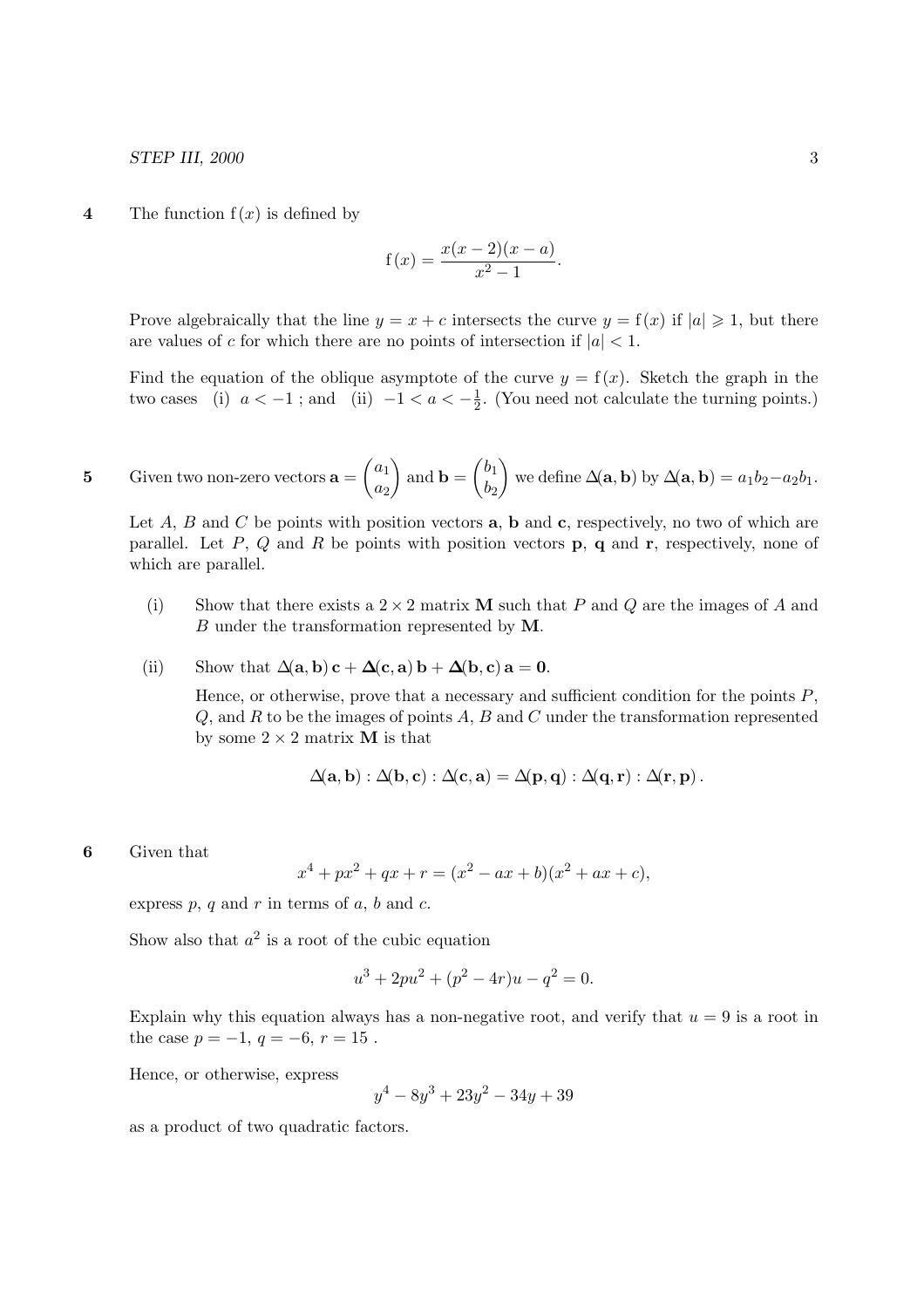**4** The function $\mathrm{f}(x)$ is defined by

$$\mathrm{f}(x) = \frac{x(x-2)(x-a)}{x^2-1}.$$

Prove algebraically that the line $y = x + c$ intersects the curve $y = \mathrm{f}(x)$ if $|a| \geqslant 1$, but there are values of $c$ for which there are no points of intersection if $|a| < 1$.

Find the equation of the oblique asymptote of the curve $y = \mathrm{f}(x)$. Sketch the graph in the two cases (i) $a < -1$ ; and (ii) $-1 < a < -\frac{1}{2}$. (You need not calculate the turning points.)

**5** Given two non-zero vectors $\mathbf{a} = \begin{pmatrix} a_1 \\ a_2 \end{pmatrix}$ and $\mathbf{b} = \begin{pmatrix} b_1 \\ b_2 \end{pmatrix}$ we define $\Delta(\mathbf{a}, \mathbf{b})$ by $\Delta(\mathbf{a}, \mathbf{b}) = a_1 b_2 - a_2 b_1$.

Let $A$, $B$ and $C$ be points with position vectors $\mathbf{a}$, $\mathbf{b}$ and $\mathbf{c}$, respectively, no two of which are parallel. Let $P$, $Q$ and $R$ be points with position vectors $\mathbf{p}$, $\mathbf{q}$ and $\mathbf{r}$, respectively, none of which are parallel.

(i) Show that there exists a $2 \times 2$ matrix $\mathbf{M}$ such that $P$ and $Q$ are the images of $A$ and $B$ under the transformation represented by $\mathbf{M}$.

(ii) Show that $\Delta(\mathbf{a}, \mathbf{b})\,\mathbf{c} + \boldsymbol{\Delta}(\mathbf{c}, \mathbf{a})\,\mathbf{b} + \boldsymbol{\Delta}(\mathbf{b}, \mathbf{c})\,\mathbf{a} = \mathbf{0}$.

Hence, or otherwise, prove that a necessary and sufficient condition for the points $P$, $Q$, and $R$ to be the images of points $A$, $B$ and $C$ under the transformation represented by some $2 \times 2$ matrix $\mathbf{M}$ is that

$$\Delta(\mathbf{a}, \mathbf{b}) : \Delta(\mathbf{b}, \mathbf{c}) : \Delta(\mathbf{c}, \mathbf{a}) = \Delta(\mathbf{p}, \mathbf{q}) : \Delta(\mathbf{q}, \mathbf{r}) : \Delta(\mathbf{r}, \mathbf{p}) .$$

**6** Given that

$$x^4 + px^2 + qx + r = (x^2 - ax + b)(x^2 + ax + c),$$

express $p$, $q$ and $r$ in terms of $a$, $b$ and $c$.

Show also that $a^2$ is a root of the cubic equation

$$u^3 + 2pu^2 + (p^2 - 4r)u - q^2 = 0.$$

Explain why this equation always has a non-negative root, and verify that $u = 9$ is a root in the case $p = -1$, $q = -6$, $r = 15$ .

Hence, or otherwise, express

$$y^4 - 8y^3 + 23y^2 - 34y + 39$$

as a product of two quadratic factors.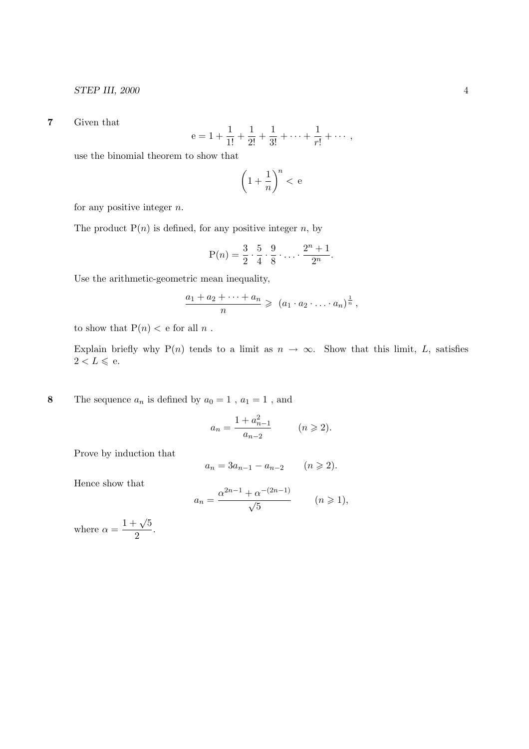**7** Given that

$$\mathrm{e} = 1 + \frac{1}{1!} + \frac{1}{2!} + \frac{1}{3!} + \cdots + \frac{1}{r!} + \cdots ,$$

use the binomial theorem to show that

$$\left(1 + \frac{1}{n}\right)^n < \mathrm{e}$$

for any positive integer $n$.

The product $\mathrm{P}(n)$ is defined, for any positive integer $n$, by

$$\mathrm{P}(n) = \frac{3}{2} \cdot \frac{5}{4} \cdot \frac{9}{8} \cdot \ldots \cdot \frac{2^n + 1}{2^n}.$$

Use the arithmetic-geometric mean inequality,

$$\frac{a_1 + a_2 + \cdots + a_n}{n} \geqslant (a_1 \cdot a_2 \cdot \ldots \cdot a_n)^{\frac{1}{n}},$$

to show that $\mathrm{P}(n) < \mathrm{e}$ for all $n$ .

Explain briefly why $\mathrm{P}(n)$ tends to a limit as $n \to \infty$. Show that this limit, $L$, satisfies $2 < L \leqslant \mathrm{e}$.

**8** The sequence $a_n$ is defined by $a_0 = 1$ , $a_1 = 1$ , and

$$a_n = \frac{1 + a_{n-1}^2}{a_{n-2}} \qquad (n \geqslant 2).$$

Prove by induction that

$$a_n = 3a_{n-1} - a_{n-2} \qquad (n \geqslant 2).$$

Hence show that

$$a_n = \frac{\alpha^{2n-1} + \alpha^{-(2n-1)}}{\sqrt{5}} \qquad (n \geqslant 1),$$

where $\alpha = \dfrac{1 + \sqrt{5}}{2}$.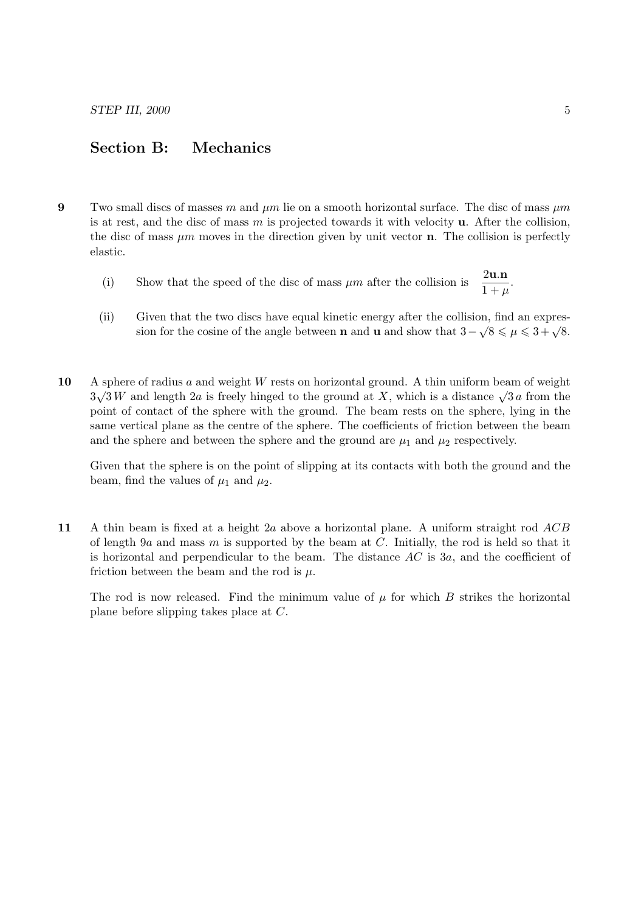## Section B: Mechanics

**9** Two small discs of masses $m$ and $\mu m$ lie on a smooth horizontal surface. The disc of mass $\mu m$ is at rest, and the disc of mass $m$ is projected towards it with velocity $\mathbf{u}$. After the collision, the disc of mass $\mu m$ moves in the direction given by unit vector $\mathbf{n}$. The collision is perfectly elastic.

(i) Show that the speed of the disc of mass $\mu m$ after the collision is $\dfrac{2\mathbf{u}.\mathbf{n}}{1+\mu}$.

(ii) Given that the two discs have equal kinetic energy after the collision, find an expression for the cosine of the angle between $\mathbf{n}$ and $\mathbf{u}$ and show that $3-\sqrt{8} \leqslant \mu \leqslant 3+\sqrt{8}$.

**10** A sphere of radius $a$ and weight $W$ rests on horizontal ground. A thin uniform beam of weight $3\sqrt{3}\,W$ and length $2a$ is freely hinged to the ground at $X$, which is a distance $\sqrt{3}\,a$ from the point of contact of the sphere with the ground. The beam rests on the sphere, lying in the same vertical plane as the centre of the sphere. The coefficients of friction between the beam and the sphere and between the sphere and the ground are $\mu_1$ and $\mu_2$ respectively.

Given that the sphere is on the point of slipping at its contacts with both the ground and the beam, find the values of $\mu_1$ and $\mu_2$.

**11** A thin beam is fixed at a height $2a$ above a horizontal plane. A uniform straight rod $ACB$ of length $9a$ and mass $m$ is supported by the beam at $C$. Initially, the rod is held so that it is horizontal and perpendicular to the beam. The distance $AC$ is $3a$, and the coefficient of friction between the beam and the rod is $\mu$.

The rod is now released. Find the minimum value of $\mu$ for which $B$ strikes the horizontal plane before slipping takes place at $C$.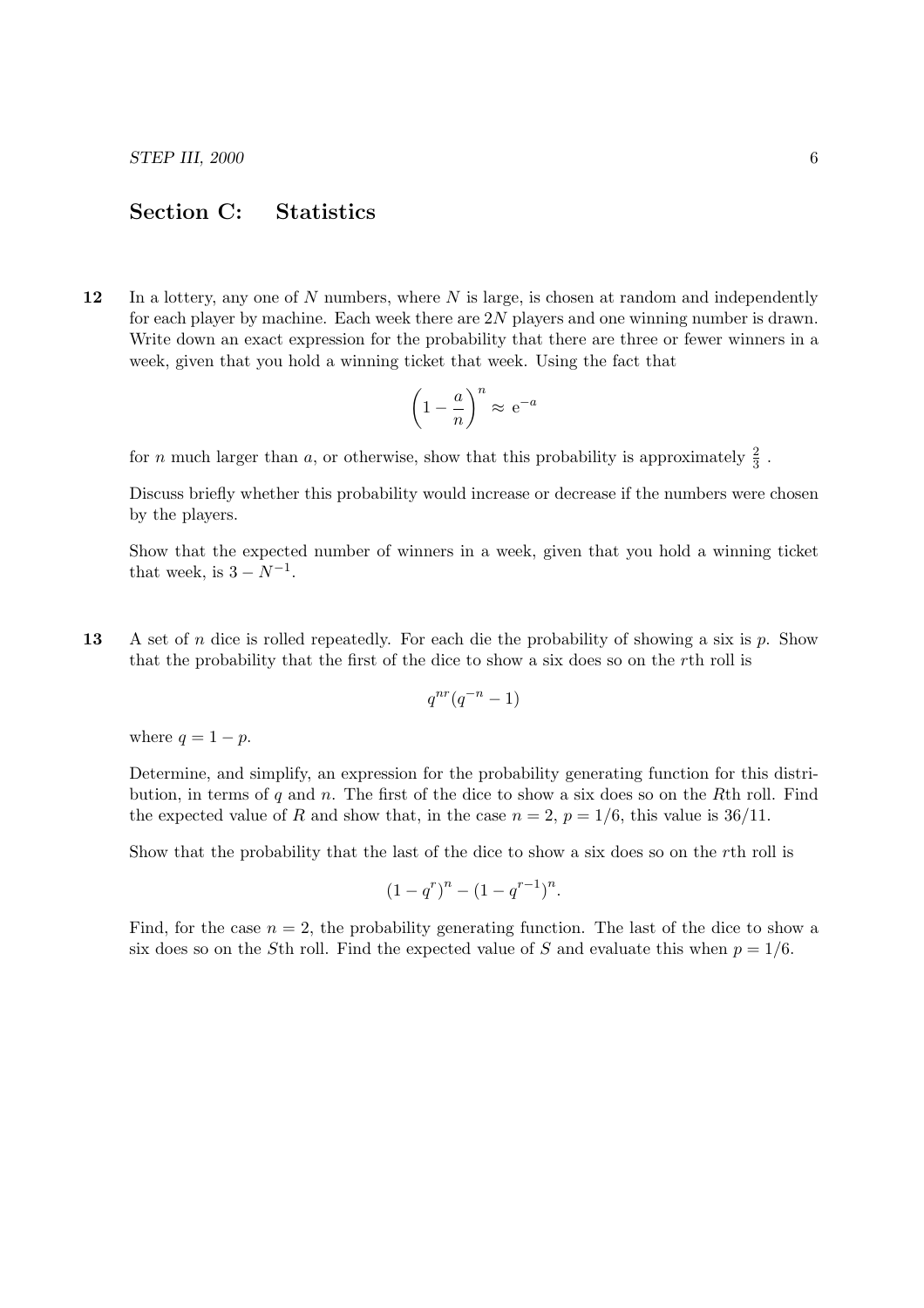## Section C: Statistics

**12** In a lottery, any one of $N$ numbers, where $N$ is large, is chosen at random and independently for each player by machine. Each week there are $2N$ players and one winning number is drawn. Write down an exact expression for the probability that there are three or fewer winners in a week, given that you hold a winning ticket that week. Using the fact that

$$\left(1 - \frac{a}{n}\right)^n \approx \, \mathrm{e}^{-a}$$

for $n$ much larger than $a$, or otherwise, show that this probability is approximately $\frac{2}{3}$ .

Discuss briefly whether this probability would increase or decrease if the numbers were chosen by the players.

Show that the expected number of winners in a week, given that you hold a winning ticket that week, is $3 - N^{-1}$.

**13** A set of $n$ dice is rolled repeatedly. For each die the probability of showing a six is $p$. Show that the probability that the first of the dice to show a six does so on the $r$th roll is

$$q^{nr}(q^{-n} - 1)$$

where $q = 1 - p$.

Determine, and simplify, an expression for the probability generating function for this distribution, in terms of $q$ and $n$. The first of the dice to show a six does so on the $R$th roll. Find the expected value of $R$ and show that, in the case $n = 2$, $p = 1/6$, this value is $36/11$.

Show that the probability that the last of the dice to show a six does so on the $r$th roll is

$$(1 - q^r)^n - (1 - q^{r-1})^n.$$

Find, for the case $n = 2$, the probability generating function. The last of the dice to show a six does so on the $S$th roll. Find the expected value of $S$ and evaluate this when $p = 1/6$.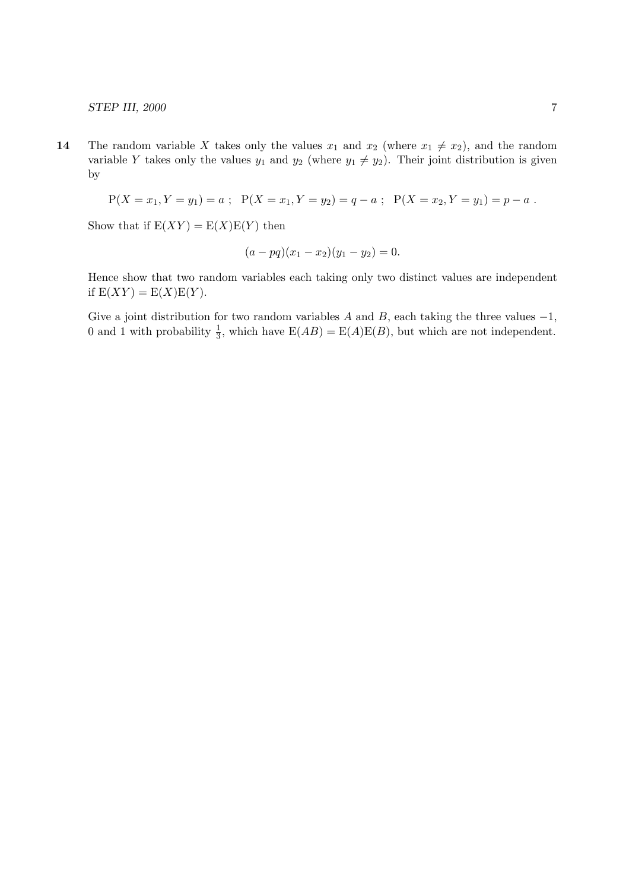**14** The random variable $X$ takes only the values $x_1$ and $x_2$ (where $x_1 \neq x_2$), and the random variable $Y$ takes only the values $y_1$ and $y_2$ (where $y_1 \neq y_2$). Their joint distribution is given by

$$\mathrm{P}(X = x_1, Y = y_1) = a \ ; \ \ \mathrm{P}(X = x_1, Y = y_2) = q - a \ ; \ \ \mathrm{P}(X = x_2, Y = y_1) = p - a \ .$$

Show that if $\mathrm{E}(XY) = \mathrm{E}(X)\mathrm{E}(Y)$ then

$$(a - pq)(x_1 - x_2)(y_1 - y_2) = 0.$$

Hence show that two random variables each taking only two distinct values are independent if $\mathrm{E}(XY) = \mathrm{E}(X)\mathrm{E}(Y)$.

Give a joint distribution for two random variables $A$ and $B$, each taking the three values $-1$, $0$ and $1$ with probability $\frac{1}{3}$, which have $\mathrm{E}(AB) = \mathrm{E}(A)\mathrm{E}(B)$, but which are not independent.